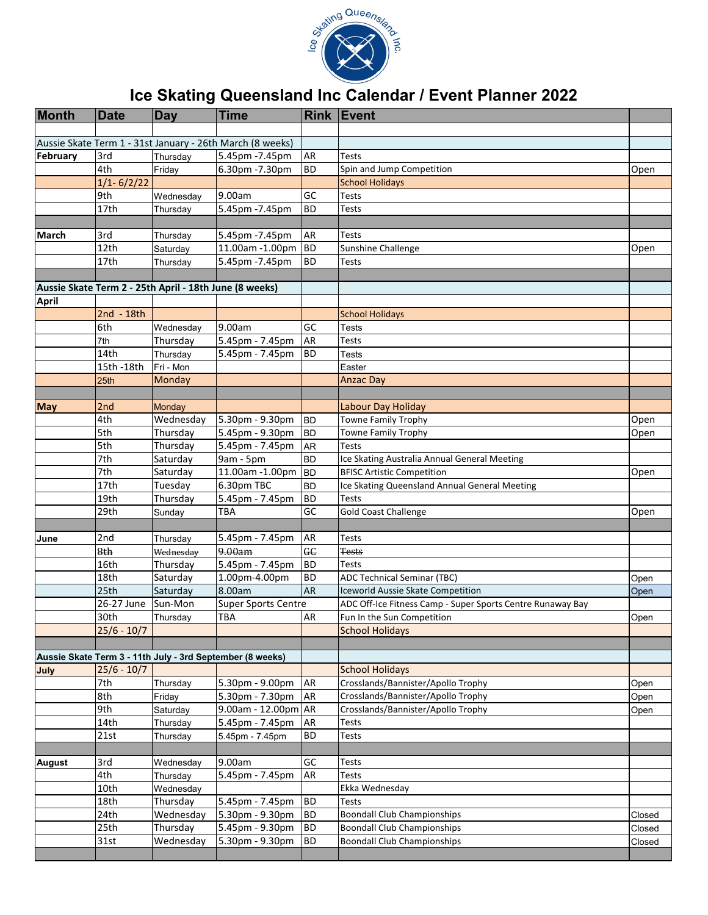# Ice Skating Queensland Inc Calendar / Event Planner 2022

| Month | Date | Day | Time | Rink | Event | |
|---|---|---|---|---|---|---|
| | | | | | | |
| Aussie Skate Term 1 - 31st January - 26th March (8 weeks) | | | | | | |
| **February** | 3rd | Thursday | 5.45pm -7.45pm | AR | Tests | |
| | 4th | Friday | 6.30pm -7.30pm | BD | Spin and Jump Competition | Open |
| | 1/1- 6/2/22 | | | | School Holidays | |
| | 9th | Wednesday | 9.00am | GC | Tests | |
| | 17th | Thursday | 5.45pm -7.45pm | BD | Tests | |
| | | | | | | |
| **March** | 3rd | Thursday | 5.45pm -7.45pm | AR | Tests | |
| | 12th | Saturday | 11.00am -1.00pm | BD | Sunshine Challenge | Open |
| | 17th | Thursday | 5.45pm -7.45pm | BD | Tests | |
| | | | | | | |
| **Aussie Skate Term 2 - 25th April - 18th June (8 weeks)** | | | | | | |
| **April** | | | | | | |
| | 2nd - 18th | | | | School Holidays | |
| | 6th | Wednesday | 9.00am | GC | Tests | |
| | 7th | Thursday | 5.45pm - 7.45pm | AR | Tests | |
| | 14th | Thursday | 5.45pm - 7.45pm | BD | Tests | |
| | 15th -18th | Fri - Mon | | | Easter | |
| | 25th | Monday | | | Anzac Day | |
| | | | | | | |
| **May** | 2nd | Monday | | | Labour Day Holiday | |
| | 4th | Wednesday | 5.30pm - 9.30pm | BD | Towne Family Trophy | Open |
| | 5th | Thursday | 5.45pm - 9.30pm | BD | Towne Family Trophy | Open |
| | 5th | Thursday | 5.45pm - 7.45pm | AR | Tests | |
| | 7th | Saturday | 9am - 5pm | BD | Ice Skating Australia Annual General Meeting | |
| | 7th | Saturday | 11.00am -1.00pm | BD | BFISC Artistic Competition | Open |
| | 17th | Tuesday | 6.30pm TBC | BD | Ice Skating Queensland Annual General Meeting | |
| | 19th | Thursday | 5.45pm - 7.45pm | BD | Tests | |
| | 29th | Sunday | TBA | GC | Gold Coast Challenge | Open |
| | | | | | | |
| **June** | 2nd | Thursday | 5.45pm - 7.45pm | AR | Tests | |
| | ~~8th~~ | ~~Wednesday~~ | ~~9.00am~~ | ~~GC~~ | ~~Tests~~ | |
| | 16th | Thursday | 5.45pm - 7.45pm | BD | Tests | |
| | 18th | Saturday | 1.00pm-4.00pm | BD | ADC Technical Seminar (TBC) | Open |
| | 25th | Saturday | 8.00am | AR | Iceworld Aussie Skate Competition | Open |
| | 26-27 June | Sun-Mon | Super Sports Centre | | ADC Off-Ice Fitness Camp - Super Sports Centre Runaway Bay | |
| | 30th | Thursday | TBA | AR | Fun In the Sun Competition | Open |
| | 25/6 - 10/7 | | | | School Holidays | |
| | | | | | | |
| **Aussie Skate Term 3 - 11th July - 3rd September (8 weeks)** | | | | | | |
| **July** | 25/6 - 10/7 | | | | School Holidays | |
| | 7th | Thursday | 5.30pm - 9.00pm | AR | Crosslands/Bannister/Apollo Trophy | Open |
| | 8th | Friday | 5.30pm - 7.30pm | AR | Crosslands/Bannister/Apollo Trophy | Open |
| | 9th | Saturday | 9.00am - 12.00pm | AR | Crosslands/Bannister/Apollo Trophy | Open |
| | 14th | Thursday | 5.45pm - 7.45pm | AR | Tests | |
| | 21st | Thursday | 5.45pm - 7.45pm | BD | Tests | |
| | | | | | | |
| **August** | 3rd | Wednesday | 9.00am | GC | Tests | |
| | 4th | Thursday | 5.45pm - 7.45pm | AR | Tests | |
| | 10th | Wednesday | | | Ekka Wednesday | |
| | 18th | Thursday | 5.45pm - 7.45pm | BD | Tests | |
| | 24th | Wednesday | 5.30pm - 9.30pm | BD | Boondall Club Championships | Closed |
| | 25th | Thursday | 5.45pm - 9.30pm | BD | Boondall Club Championships | Closed |
| | 31st | Wednesday | 5.30pm - 9.30pm | BD | Boondall Club Championships | Closed |
| | | | | | | |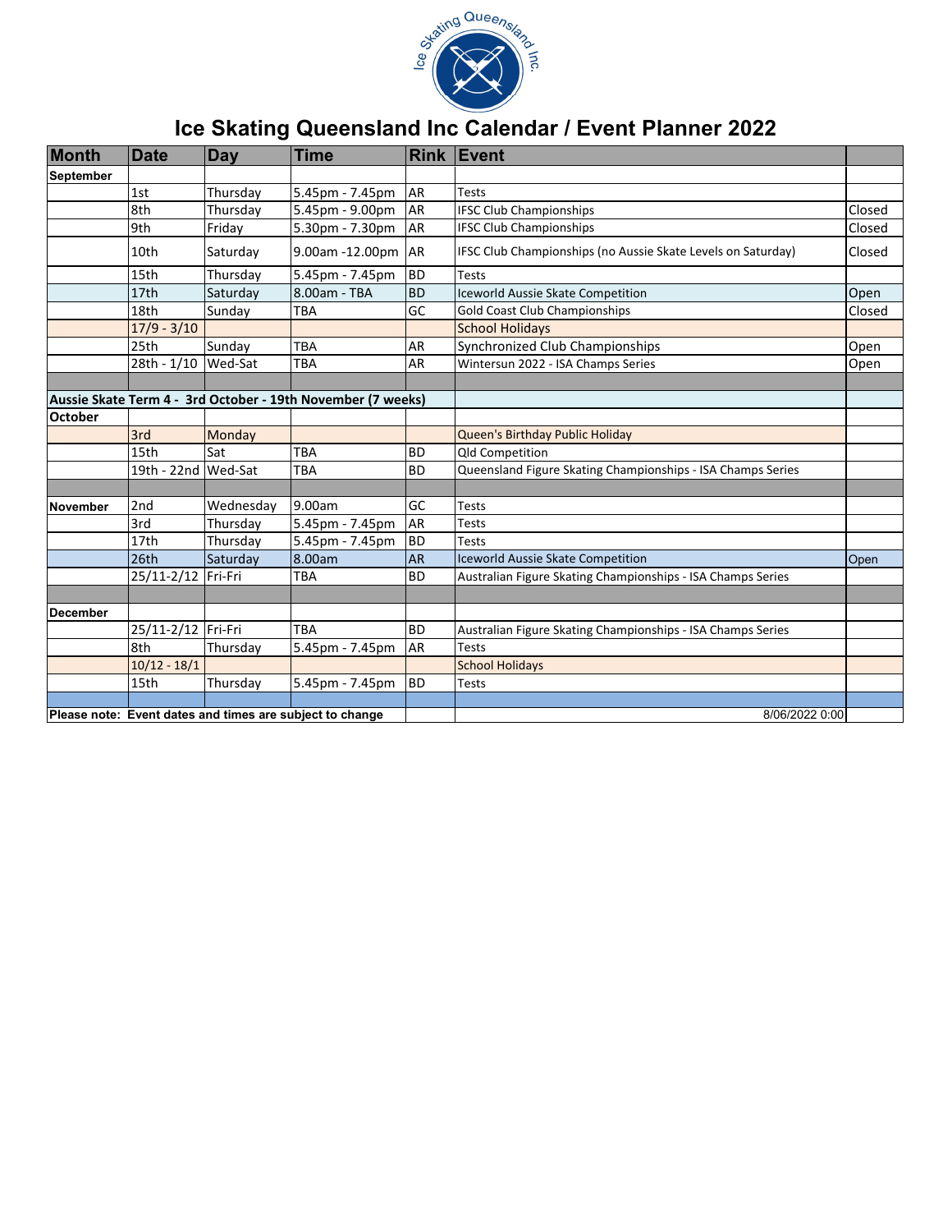# Ice Skating Queensland Inc Calendar / Event Planner 2022

| Month | Date | Day | Time | Rink | Event | |
|---|---|---|---|---|---|---|
| **September** | | | | | | |
| | 1st | Thursday | 5.45pm - 7.45pm | AR | Tests | |
| | 8th | Thursday | 5.45pm - 9.00pm | AR | IFSC Club Championships | Closed |
| | 9th | Friday | 5.30pm - 7.30pm | AR | IFSC Club Championships | Closed |
| | 10th | Saturday | 9.00am -12.00pm | AR | IFSC Club Championships (no Aussie Skate Levels on Saturday) | Closed |
| | 15th | Thursday | 5.45pm - 7.45pm | BD | Tests | |
| | 17th | Saturday | 8.00am - TBA | BD | Iceworld Aussie Skate Competition | Open |
| | 18th | Sunday | TBA | GC | Gold Coast Club Championships | Closed |
| | 17/9 - 3/10 | | | | School Holidays | |
| | 25th | Sunday | TBA | AR | Synchronized Club Championships | Open |
| | 28th - 1/10 | Wed-Sat | TBA | AR | Wintersun 2022 - ISA Champs Series | Open |
| | | | | | | |
| **Aussie Skate Term 4 - 3rd October - 19th November (7 weeks)** | | | | | | |
| **October** | | | | | | |
| | 3rd | Monday | | | Queen's Birthday Public Holiday | |
| | 15th | Sat | TBA | BD | Qld Competition | |
| | 19th - 22nd | Wed-Sat | TBA | BD | Queensland Figure Skating Championships - ISA Champs Series | |
| | | | | | | |
| **November** | 2nd | Wednesday | 9.00am | GC | Tests | |
| | 3rd | Thursday | 5.45pm - 7.45pm | AR | Tests | |
| | 17th | Thursday | 5.45pm - 7.45pm | BD | Tests | |
| | 26th | Saturday | 8.00am | AR | Iceworld Aussie Skate Competition | Open |
| | 25/11-2/12 | Fri-Fri | TBA | BD | Australian Figure Skating Championships - ISA Champs Series | |
| | | | | | | |
| **December** | | | | | | |
| | 25/11-2/12 | Fri-Fri | TBA | BD | Australian Figure Skating Championships - ISA Champs Series | |
| | 8th | Thursday | 5.45pm - 7.45pm | AR | Tests | |
| | 10/12 - 18/1 | | | | School Holidays | |
| | 15th | Thursday | 5.45pm - 7.45pm | BD | Tests | |
| | | | | | | |
| **Please note: Event dates and times are subject to change** | | | | | 8/06/2022 0:00 | |